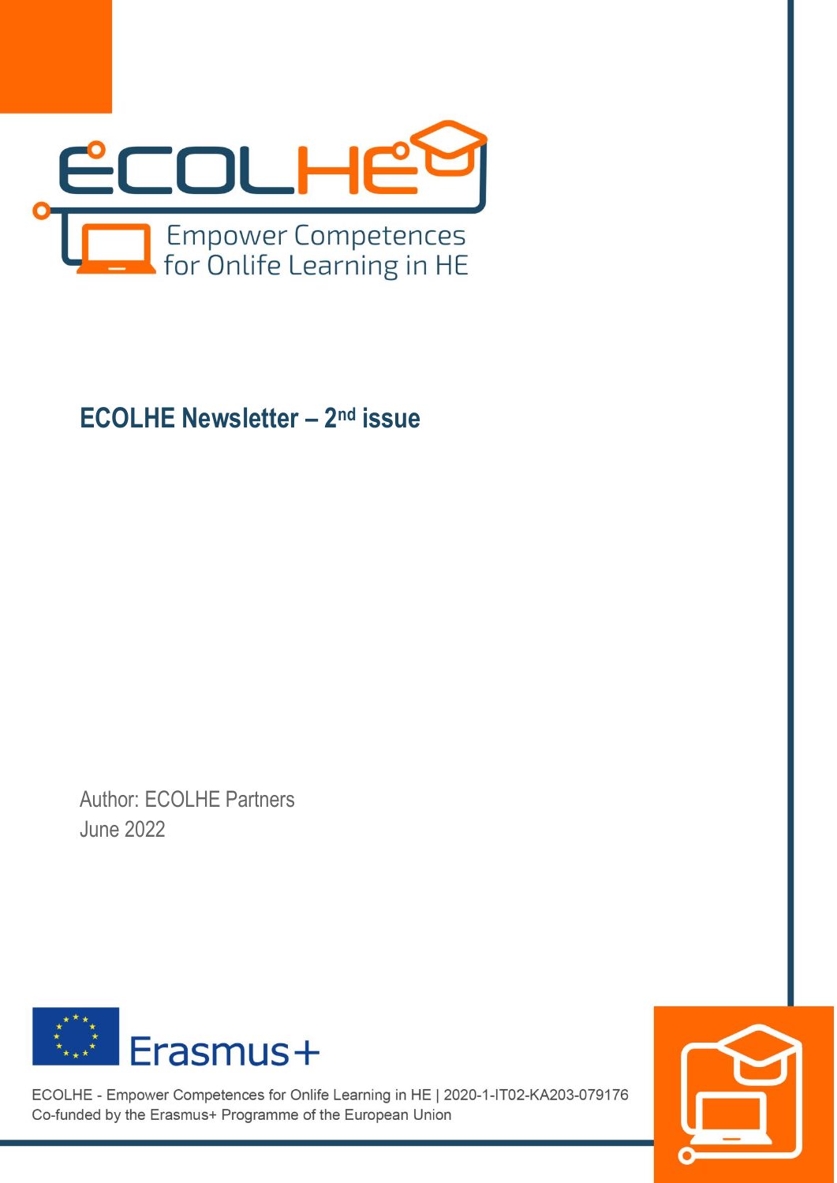# ECOLHE

Empower Competences for Onlife Learning in HE

## ECOLHE Newsletter – 2nd issue

Author: ECOLHE Partners

June 2022

Erasmus+

ECOLHE - Empower Competences for Onlife Learning in HE | 2020-1-IT02-KA203-079176

Co-funded by the Erasmus+ Programme of the European Union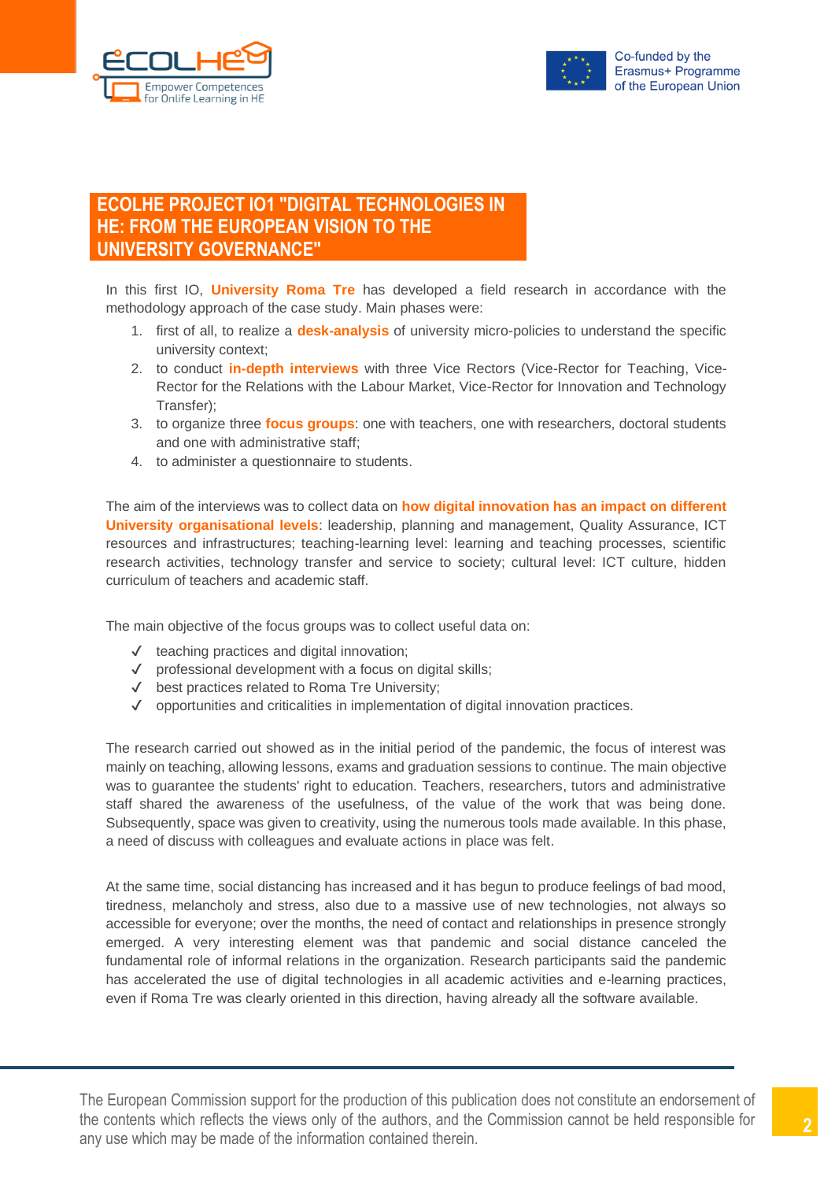## ECOLHE PROJECT IO1 "DIGITAL TECHNOLOGIES IN HE: FROM THE EUROPEAN VISION TO THE UNIVERSITY GOVERNANCE"

In this first IO, **University Roma Tre** has developed a field research in accordance with the methodology approach of the case study. Main phases were:

1. first of all, to realize a **desk-analysis** of university micro-policies to understand the specific university context;
2. to conduct **in-depth interviews** with three Vice Rectors (Vice-Rector for Teaching, Vice-Rector for the Relations with the Labour Market, Vice-Rector for Innovation and Technology Transfer);
3. to organize three **focus groups**: one with teachers, one with researchers, doctoral students and one with administrative staff;
4. to administer a questionnaire to students.

The aim of the interviews was to collect data on **how digital innovation has an impact on different University organisational levels**: leadership, planning and management, Quality Assurance, ICT resources and infrastructures; teaching-learning level: learning and teaching processes, scientific research activities, technology transfer and service to society; cultural level: ICT culture, hidden curriculum of teachers and academic staff.

The main objective of the focus groups was to collect useful data on:

- ✓ teaching practices and digital innovation;
- ✓ professional development with a focus on digital skills;
- ✓ best practices related to Roma Tre University;
- ✓ opportunities and criticalities in implementation of digital innovation practices.

The research carried out showed as in the initial period of the pandemic, the focus of interest was mainly on teaching, allowing lessons, exams and graduation sessions to continue. The main objective was to guarantee the students' right to education. Teachers, researchers, tutors and administrative staff shared the awareness of the usefulness, of the value of the work that was being done. Subsequently, space was given to creativity, using the numerous tools made available. In this phase, a need of discuss with colleagues and evaluate actions in place was felt.

At the same time, social distancing has increased and it has begun to produce feelings of bad mood, tiredness, melancholy and stress, also due to a massive use of new technologies, not always so accessible for everyone; over the months, the need of contact and relationships in presence strongly emerged. A very interesting element was that pandemic and social distance canceled the fundamental role of informal relations in the organization. Research participants said the pandemic has accelerated the use of digital technologies in all academic activities and e-learning practices, even if Roma Tre was clearly oriented in this direction, having already all the software available.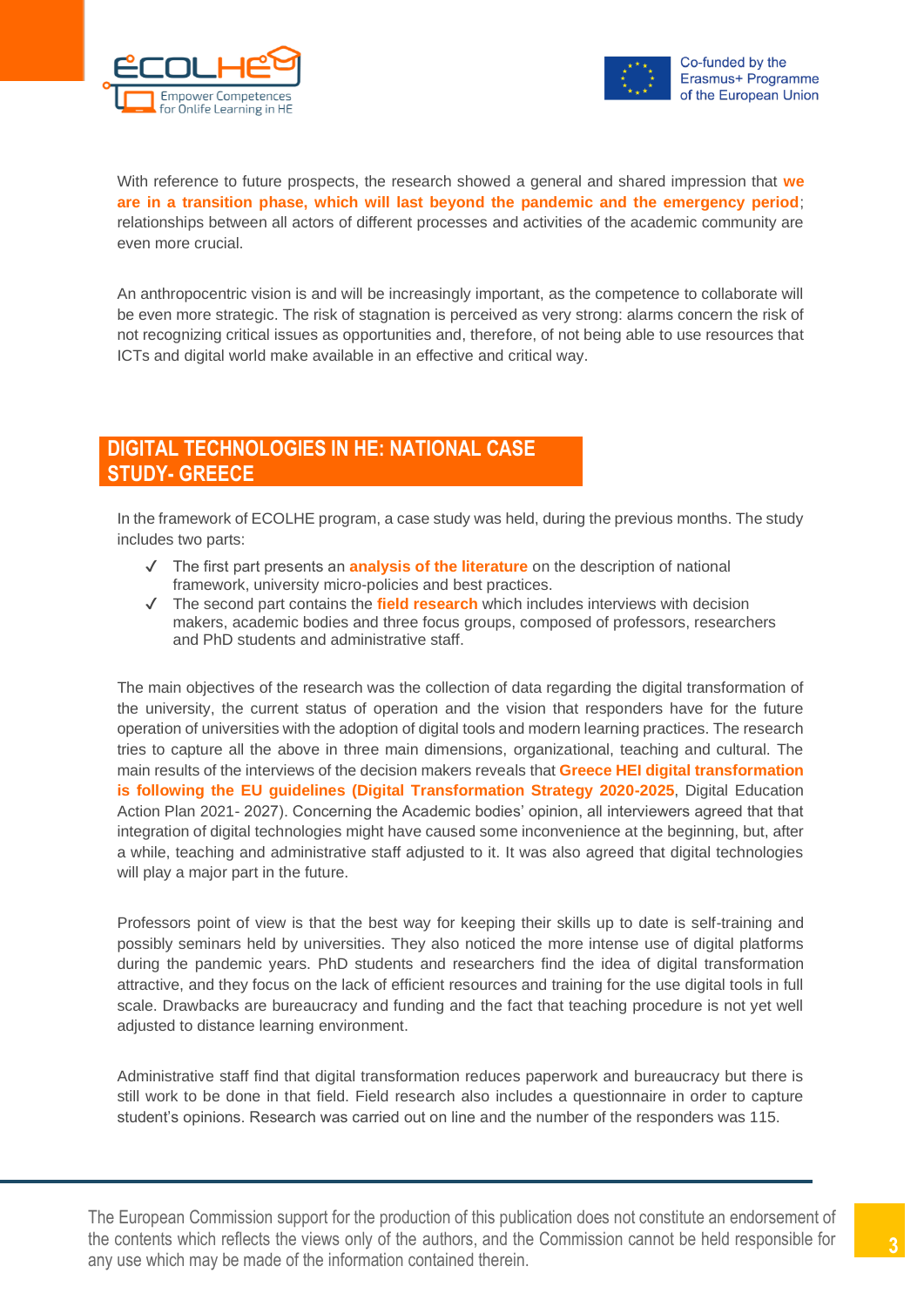With reference to future prospects, the research showed a general and shared impression that **we are in a transition phase, which will last beyond the pandemic and the emergency period**; relationships between all actors of different processes and activities of the academic community are even more crucial.

An anthropocentric vision is and will be increasingly important, as the competence to collaborate will be even more strategic. The risk of stagnation is perceived as very strong: alarms concern the risk of not recognizing critical issues as opportunities and, therefore, of not being able to use resources that ICTs and digital world make available in an effective and critical way.

## DIGITAL TECHNOLOGIES IN HE: NATIONAL CASE STUDY- GREECE

In the framework of ECOLHE program, a case study was held, during the previous months. The study includes two parts:

- ✓ The first part presents an **analysis of the literature** on the description of national framework, university micro-policies and best practices.
- ✓ The second part contains the **field research** which includes interviews with decision makers, academic bodies and three focus groups, composed of professors, researchers and PhD students and administrative staff.

The main objectives of the research was the collection of data regarding the digital transformation of the university, the current status of operation and the vision that responders have for the future operation of universities with the adoption of digital tools and modern learning practices. The research tries to capture all the above in three main dimensions, organizational, teaching and cultural. The main results of the interviews of the decision makers reveals that **Greece HEI digital transformation is following the EU guidelines (Digital Transformation Strategy 2020-2025**, Digital Education Action Plan 2021- 2027). Concerning the Academic bodies' opinion, all interviewers agreed that that integration of digital technologies might have caused some inconvenience at the beginning, but, after a while, teaching and administrative staff adjusted to it. It was also agreed that digital technologies will play a major part in the future.

Professors point of view is that the best way for keeping their skills up to date is self-training and possibly seminars held by universities. They also noticed the more intense use of digital platforms during the pandemic years. PhD students and researchers find the idea of digital transformation attractive, and they focus on the lack of efficient resources and training for the use digital tools in full scale. Drawbacks are bureaucracy and funding and the fact that teaching procedure is not yet well adjusted to distance learning environment.

Administrative staff find that digital transformation reduces paperwork and bureaucracy but there is still work to be done in that field. Field research also includes a questionnaire in order to capture student's opinions. Research was carried out on line and the number of the responders was 115.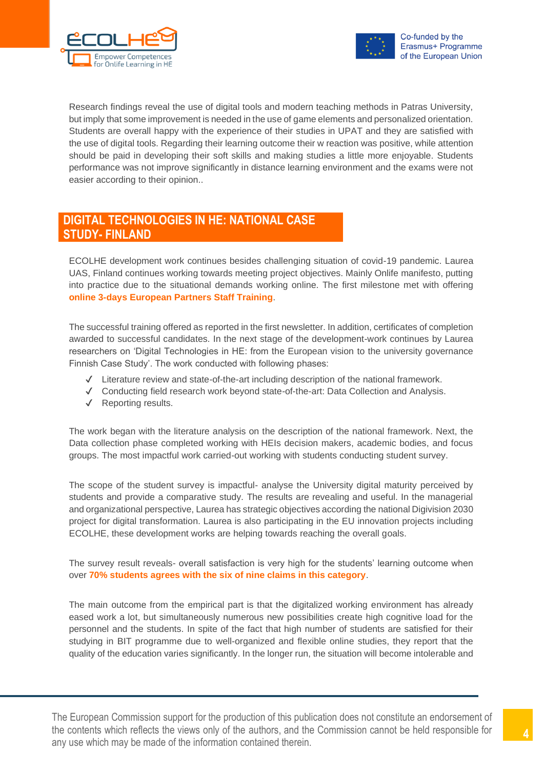Research findings reveal the use of digital tools and modern teaching methods in Patras University, but imply that some improvement is needed in the use of game elements and personalized orientation. Students are overall happy with the experience of their studies in UPAT and they are satisfied with the use of digital tools. Regarding their learning outcome their w reaction was positive, while attention should be paid in developing their soft skills and making studies a little more enjoyable. Students performance was not improve significantly in distance learning environment and the exams were not easier according to their opinion..

## DIGITAL TECHNOLOGIES IN HE: NATIONAL CASE STUDY- FINLAND

ECOLHE development work continues besides challenging situation of covid-19 pandemic. Laurea UAS, Finland continues working towards meeting project objectives. Mainly Onlife manifesto, putting into practice due to the situational demands working online. The first milestone met with offering **online 3-days European Partners Staff Training**.

The successful training offered as reported in the first newsletter. In addition, certificates of completion awarded to successful candidates. In the next stage of the development-work continues by Laurea researchers on 'Digital Technologies in HE: from the European vision to the university governance Finnish Case Study'. The work conducted with following phases:

- ✓ Literature review and state-of-the-art including description of the national framework.
- ✓ Conducting field research work beyond state-of-the-art: Data Collection and Analysis.
- ✓ Reporting results.

The work began with the literature analysis on the description of the national framework. Next, the Data collection phase completed working with HEIs decision makers, academic bodies, and focus groups. The most impactful work carried-out working with students conducting student survey.

The scope of the student survey is impactful- analyse the University digital maturity perceived by students and provide a comparative study. The results are revealing and useful. In the managerial and organizational perspective, Laurea has strategic objectives according the national Digivision 2030 project for digital transformation. Laurea is also participating in the EU innovation projects including ECOLHE, these development works are helping towards reaching the overall goals.

The survey result reveals- overall satisfaction is very high for the students' learning outcome when over **70% students agrees with the six of nine claims in this category**.

The main outcome from the empirical part is that the digitalized working environment has already eased work a lot, but simultaneously numerous new possibilities create high cognitive load for the personnel and the students. In spite of the fact that high number of students are satisfied for their studying in BIT programme due to well-organized and flexible online studies, they report that the quality of the education varies significantly. In the longer run, the situation will become intolerable and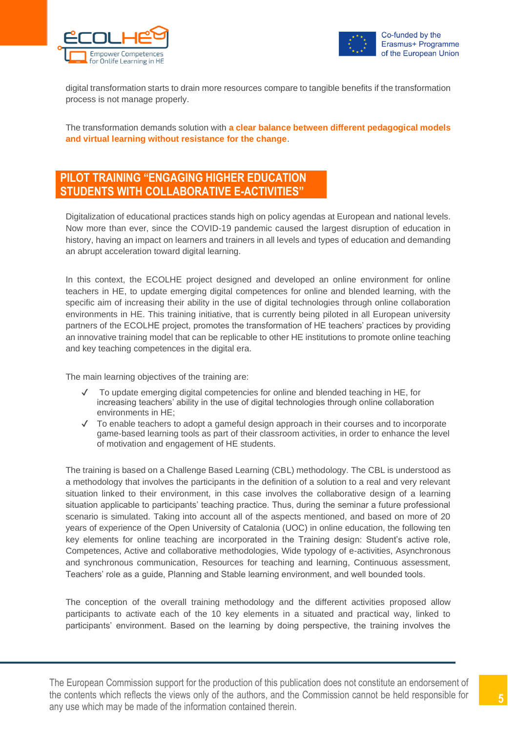digital transformation starts to drain more resources compare to tangible benefits if the transformation process is not manage properly.

The transformation demands solution with **a clear balance between different pedagogical models and virtual learning without resistance for the change**.

## PILOT TRAINING "ENGAGING HIGHER EDUCATION STUDENTS WITH COLLABORATIVE E-ACTIVITIES"

Digitalization of educational practices stands high on policy agendas at European and national levels. Now more than ever, since the COVID-19 pandemic caused the largest disruption of education in history, having an impact on learners and trainers in all levels and types of education and demanding an abrupt acceleration toward digital learning.

In this context, the ECOLHE project designed and developed an online environment for online teachers in HE, to update emerging digital competences for online and blended learning, with the specific aim of increasing their ability in the use of digital technologies through online collaboration environments in HE. This training initiative, that is currently being piloted in all European university partners of the ECOLHE project, promotes the transformation of HE teachers' practices by providing an innovative training model that can be replicable to other HE institutions to promote online teaching and key teaching competences in the digital era.

The main learning objectives of the training are:

- ✓ To update emerging digital competencies for online and blended teaching in HE, for increasing teachers' ability in the use of digital technologies through online collaboration environments in HE;
- ✓ To enable teachers to adopt a gameful design approach in their courses and to incorporate game-based learning tools as part of their classroom activities, in order to enhance the level of motivation and engagement of HE students.

The training is based on a Challenge Based Learning (CBL) methodology. The CBL is understood as a methodology that involves the participants in the definition of a solution to a real and very relevant situation linked to their environment, in this case involves the collaborative design of a learning situation applicable to participants' teaching practice. Thus, during the seminar a future professional scenario is simulated. Taking into account all of the aspects mentioned, and based on more of 20 years of experience of the Open University of Catalonia (UOC) in online education, the following ten key elements for online teaching are incorporated in the Training design: Student's active role, Competences, Active and collaborative methodologies, Wide typology of e-activities, Asynchronous and synchronous communication, Resources for teaching and learning, Continuous assessment, Teachers' role as a guide, Planning and Stable learning environment, and well bounded tools.

The conception of the overall training methodology and the different activities proposed allow participants to activate each of the 10 key elements in a situated and practical way, linked to participants' environment. Based on the learning by doing perspective, the training involves the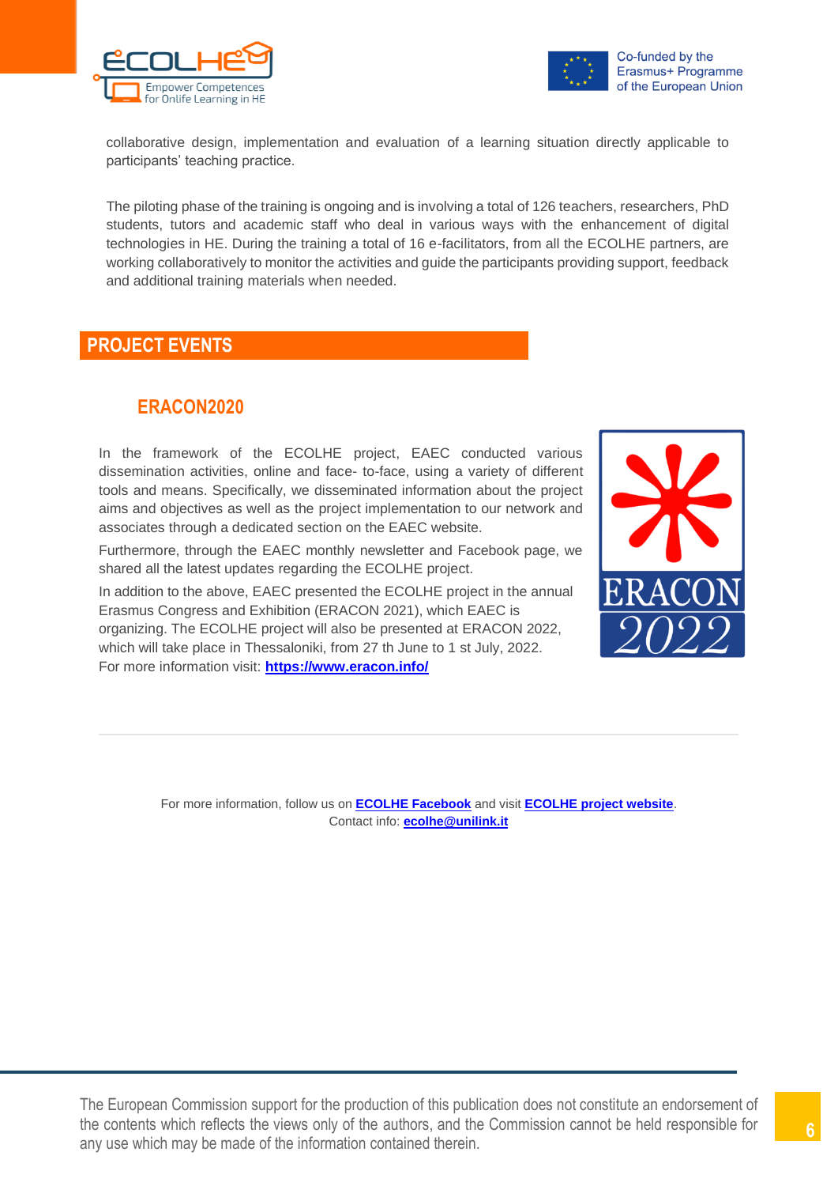collaborative design, implementation and evaluation of a learning situation directly applicable to participants' teaching practice.

The piloting phase of the training is ongoing and is involving a total of 126 teachers, researchers, PhD students, tutors and academic staff who deal in various ways with the enhancement of digital technologies in HE. During the training a total of 16 e-facilitators, from all the ECOLHE partners, are working collaboratively to monitor the activities and guide the participants providing support, feedback and additional training materials when needed.

## PROJECT EVENTS

### ERACON2020

In the framework of the ECOLHE project, EAEC conducted various dissemination activities, online and face- to-face, using a variety of different tools and means. Specifically, we disseminated information about the project aims and objectives as well as the project implementation to our network and associates through a dedicated section on the EAEC website.

Furthermore, through the EAEC monthly newsletter and Facebook page, we shared all the latest updates regarding the ECOLHE project.

In addition to the above, EAEC presented the ECOLHE project in the annual Erasmus Congress and Exhibition (ERACON 2021), which EAEC is organizing. The ECOLHE project will also be presented at ERACON 2022, which will take place in Thessaloniki, from 27 th June to 1 st July, 2022.
For more information visit: **https://www.eracon.info/**

ERACON 2022

---

For more information, follow us on **ECOLHE Facebook** and visit **ECOLHE project website**.
Contact info: **ecolhe@unilink.it**

The European Commission support for the production of this publication does not constitute an endorsement of the contents which reflects the views only of the authors, and the Commission cannot be held responsible for any use which may be made of the information contained therein.